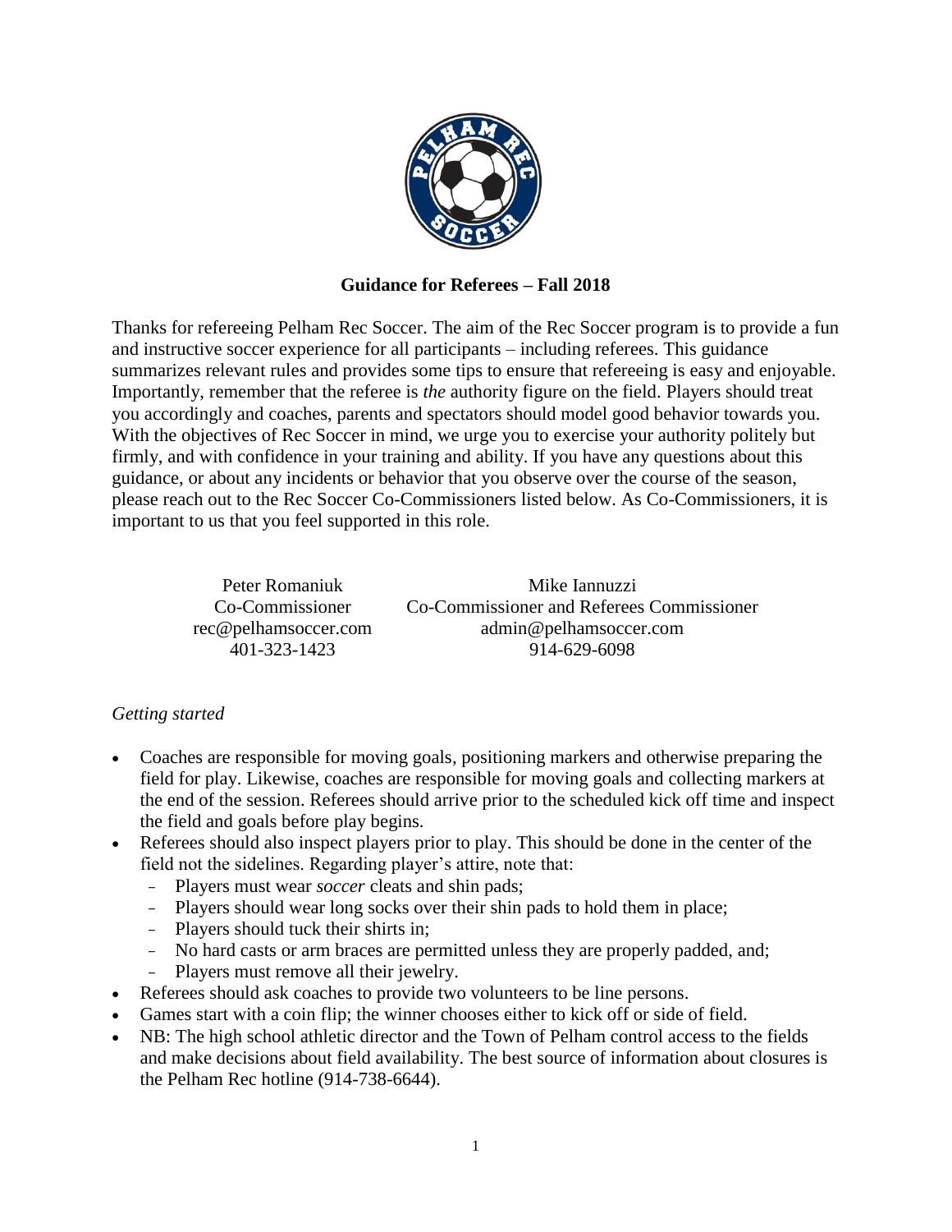# Guidance for Referees – Fall 2018

Thanks for refereeing Pelham Rec Soccer. The aim of the Rec Soccer program is to provide a fun and instructive soccer experience for all participants – including referees. This guidance summarizes relevant rules and provides some tips to ensure that refereeing is easy and enjoyable. Importantly, remember that the referee is *the* authority figure on the field. Players should treat you accordingly and coaches, parents and spectators should model good behavior towards you. With the objectives of Rec Soccer in mind, we urge you to exercise your authority politely but firmly, and with confidence in your training and ability. If you have any questions about this guidance, or about any incidents or behavior that you observe over the course of the season, please reach out to the Rec Soccer Co-Commissioners listed below. As Co-Commissioners, it is important to us that you feel supported in this role.

| Peter Romaniuk | Mike Iannuzzi |
|---|---|
| Co-Commissioner | Co-Commissioner and Referees Commissioner |
| rec@pelhamsoccer.com | admin@pelhamsoccer.com |
| 401-323-1423 | 914-629-6098 |

*Getting started*

- Coaches are responsible for moving goals, positioning markers and otherwise preparing the field for play. Likewise, coaches are responsible for moving goals and collecting markers at the end of the session. Referees should arrive prior to the scheduled kick off time and inspect the field and goals before play begins.
- Referees should also inspect players prior to play. This should be done in the center of the field not the sidelines. Regarding player's attire, note that:
  - Players must wear *soccer* cleats and shin pads;
  - Players should wear long socks over their shin pads to hold them in place;
  - Players should tuck their shirts in;
  - No hard casts or arm braces are permitted unless they are properly padded, and;
  - Players must remove all their jewelry.
- Referees should ask coaches to provide two volunteers to be line persons.
- Games start with a coin flip; the winner chooses either to kick off or side of field.
- NB: The high school athletic director and the Town of Pelham control access to the fields and make decisions about field availability. The best source of information about closures is the Pelham Rec hotline (914-738-6644).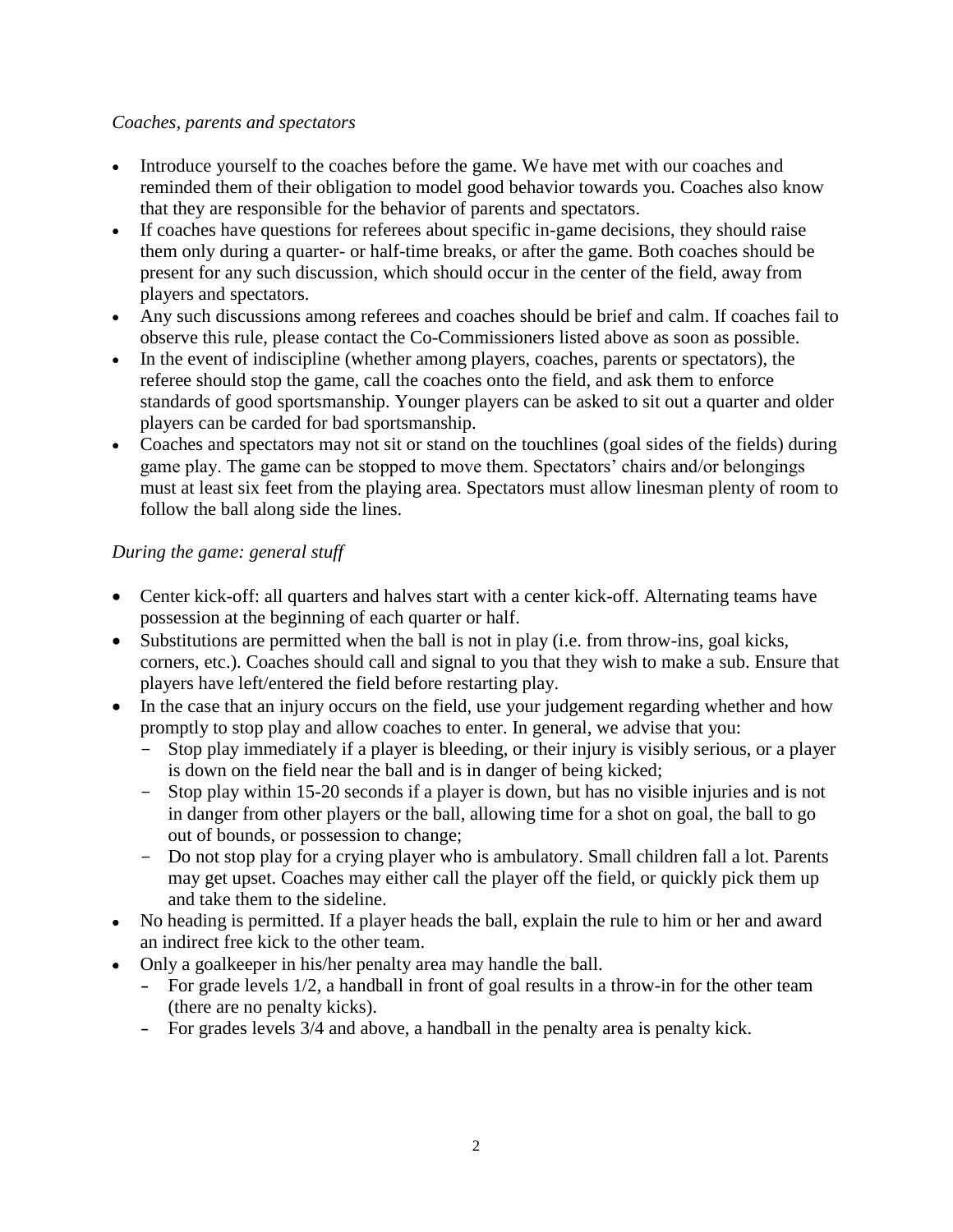*Coaches, parents and spectators*

- Introduce yourself to the coaches before the game. We have met with our coaches and reminded them of their obligation to model good behavior towards you. Coaches also know that they are responsible for the behavior of parents and spectators.
- If coaches have questions for referees about specific in-game decisions, they should raise them only during a quarter- or half-time breaks, or after the game. Both coaches should be present for any such discussion, which should occur in the center of the field, away from players and spectators.
- Any such discussions among referees and coaches should be brief and calm. If coaches fail to observe this rule, please contact the Co-Commissioners listed above as soon as possible.
- In the event of indiscipline (whether among players, coaches, parents or spectators), the referee should stop the game, call the coaches onto the field, and ask them to enforce standards of good sportsmanship. Younger players can be asked to sit out a quarter and older players can be carded for bad sportsmanship.
- Coaches and spectators may not sit or stand on the touchlines (goal sides of the fields) during game play. The game can be stopped to move them. Spectators' chairs and/or belongings must at least six feet from the playing area. Spectators must allow linesman plenty of room to follow the ball along side the lines.

*During the game: general stuff*

- Center kick-off: all quarters and halves start with a center kick-off. Alternating teams have possession at the beginning of each quarter or half.
- Substitutions are permitted when the ball is not in play (i.e. from throw-ins, goal kicks, corners, etc.). Coaches should call and signal to you that they wish to make a sub. Ensure that players have left/entered the field before restarting play.
- In the case that an injury occurs on the field, use your judgement regarding whether and how promptly to stop play and allow coaches to enter. In general, we advise that you:
  - Stop play immediately if a player is bleeding, or their injury is visibly serious, or a player is down on the field near the ball and is in danger of being kicked;
  - Stop play within 15-20 seconds if a player is down, but has no visible injuries and is not in danger from other players or the ball, allowing time for a shot on goal, the ball to go out of bounds, or possession to change;
  - Do not stop play for a crying player who is ambulatory. Small children fall a lot. Parents may get upset. Coaches may either call the player off the field, or quickly pick them up and take them to the sideline.
- No heading is permitted. If a player heads the ball, explain the rule to him or her and award an indirect free kick to the other team.
- Only a goalkeeper in his/her penalty area may handle the ball.
  - For grade levels 1/2, a handball in front of goal results in a throw-in for the other team (there are no penalty kicks).
  - For grades levels 3/4 and above, a handball in the penalty area is penalty kick.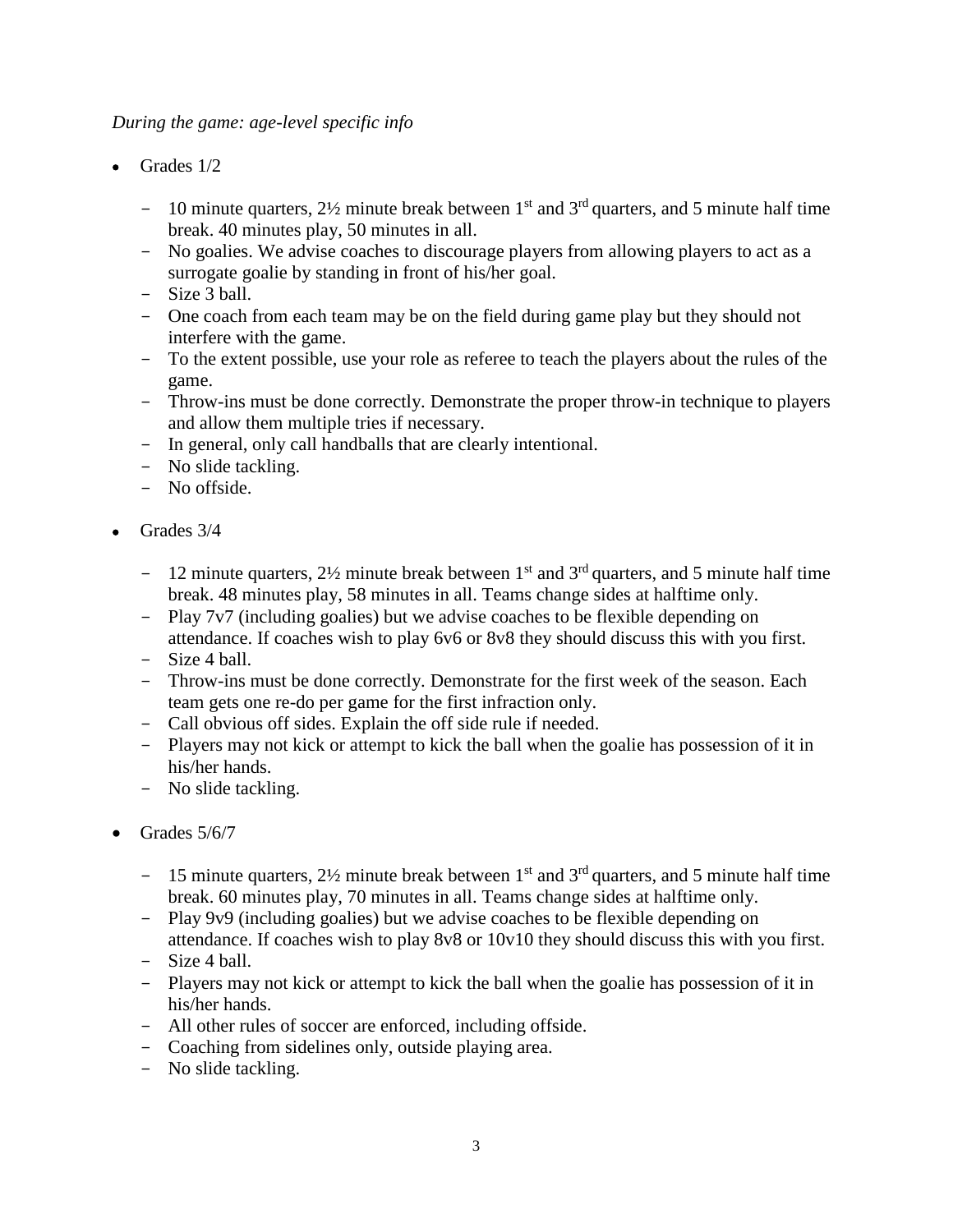*During the game: age-level specific info*

- Grades 1/2
  - 10 minute quarters, 2½ minute break between 1st and 3rd quarters, and 5 minute half time break. 40 minutes play, 50 minutes in all.
  - No goalies. We advise coaches to discourage players from allowing players to act as a surrogate goalie by standing in front of his/her goal.
  - Size 3 ball.
  - One coach from each team may be on the field during game play but they should not interfere with the game.
  - To the extent possible, use your role as referee to teach the players about the rules of the game.
  - Throw-ins must be done correctly. Demonstrate the proper throw-in technique to players and allow them multiple tries if necessary.
  - In general, only call handballs that are clearly intentional.
  - No slide tackling.
  - No offside.

- Grades 3/4
  - 12 minute quarters, 2½ minute break between 1st and 3rd quarters, and 5 minute half time break. 48 minutes play, 58 minutes in all. Teams change sides at halftime only.
  - Play 7v7 (including goalies) but we advise coaches to be flexible depending on attendance. If coaches wish to play 6v6 or 8v8 they should discuss this with you first.
  - Size 4 ball.
  - Throw-ins must be done correctly. Demonstrate for the first week of the season. Each team gets one re-do per game for the first infraction only.
  - Call obvious off sides. Explain the off side rule if needed.
  - Players may not kick or attempt to kick the ball when the goalie has possession of it in his/her hands.
  - No slide tackling.

- Grades 5/6/7
  - 15 minute quarters, 2½ minute break between 1st and 3rd quarters, and 5 minute half time break. 60 minutes play, 70 minutes in all. Teams change sides at halftime only.
  - Play 9v9 (including goalies) but we advise coaches to be flexible depending on attendance. If coaches wish to play 8v8 or 10v10 they should discuss this with you first.
  - Size 4 ball.
  - Players may not kick or attempt to kick the ball when the goalie has possession of it in his/her hands.
  - All other rules of soccer are enforced, including offside.
  - Coaching from sidelines only, outside playing area.
  - No slide tackling.